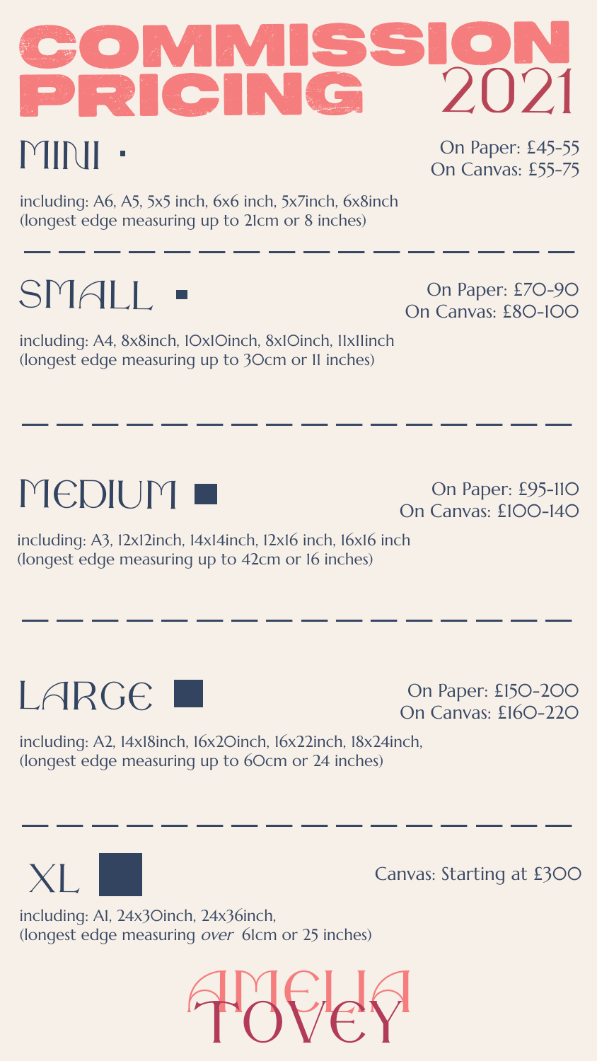# COMMISSION PRICING 2021

## MINI

On Paper: £45-55
On Canvas: £55-75

including: A6, A5, 5x5 inch, 6x6 inch, 5x7inch, 6x8inch
(longest edge measuring up to 21cm or 8 inches)

---

## SMALL

On Paper: £70-90
On Canvas: £80-100

including: A4, 8x8inch, 10x10inch, 8x10inch, 11x11inch
(longest edge measuring up to 30cm or 11 inches)

---

## MEDIUM

On Paper: £95-110
On Canvas: £100-140

including: A3, 12x12inch, 14x14inch, 12x16 inch, 16x16 inch
(longest edge measuring up to 42cm or 16 inches)

---

## LARGE

On Paper: £150-200
On Canvas: £160-220

including: A2, 14x18inch, 16x20inch, 16x22inch, 18x24inch,
(longest edge measuring up to 60cm or 24 inches)

---

## XL

Canvas: Starting at £300

including: A1, 24x30inch, 24x36inch,
(longest edge measuring *over* 61cm or 25 inches)

AMELIA TOVEY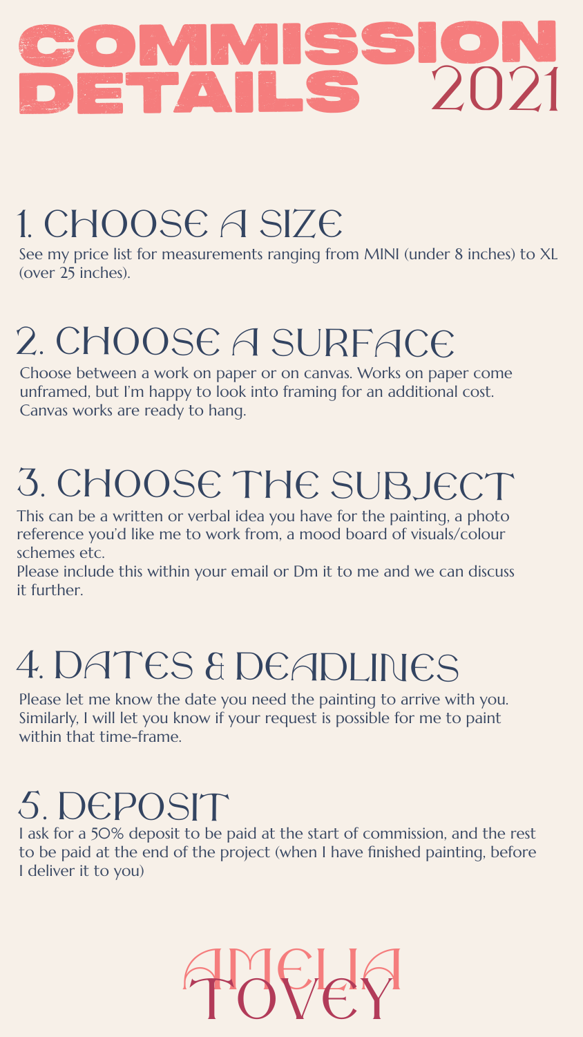# COMMISSION DETAILS 2021

## 1. CHOOSE A SIZE

See my price list for measurements ranging from MINI (under 8 inches) to XL (over 25 inches).

## 2. CHOOSE A SURFACE

Choose between a work on paper or on canvas. Works on paper come unframed, but I'm happy to look into framing for an additional cost. Canvas works are ready to hang.

## 3. CHOOSE THE SUBJECT

This can be a written or verbal idea you have for the painting, a photo reference you'd like me to work from, a mood board of visuals/colour schemes etc.
Please include this within your email or Dm it to me and we can discuss it further.

## 4. DATES & DEADLINES

Please let me know the date you need the painting to arrive with you. Similarly, I will let you know if your request is possible for me to paint within that time-frame.

## 5. DEPOSIT

I ask for a 50% deposit to be paid at the start of commission, and the rest to be paid at the end of the project (when I have finished painting, before I deliver it to you)

AMELIA TOVEY